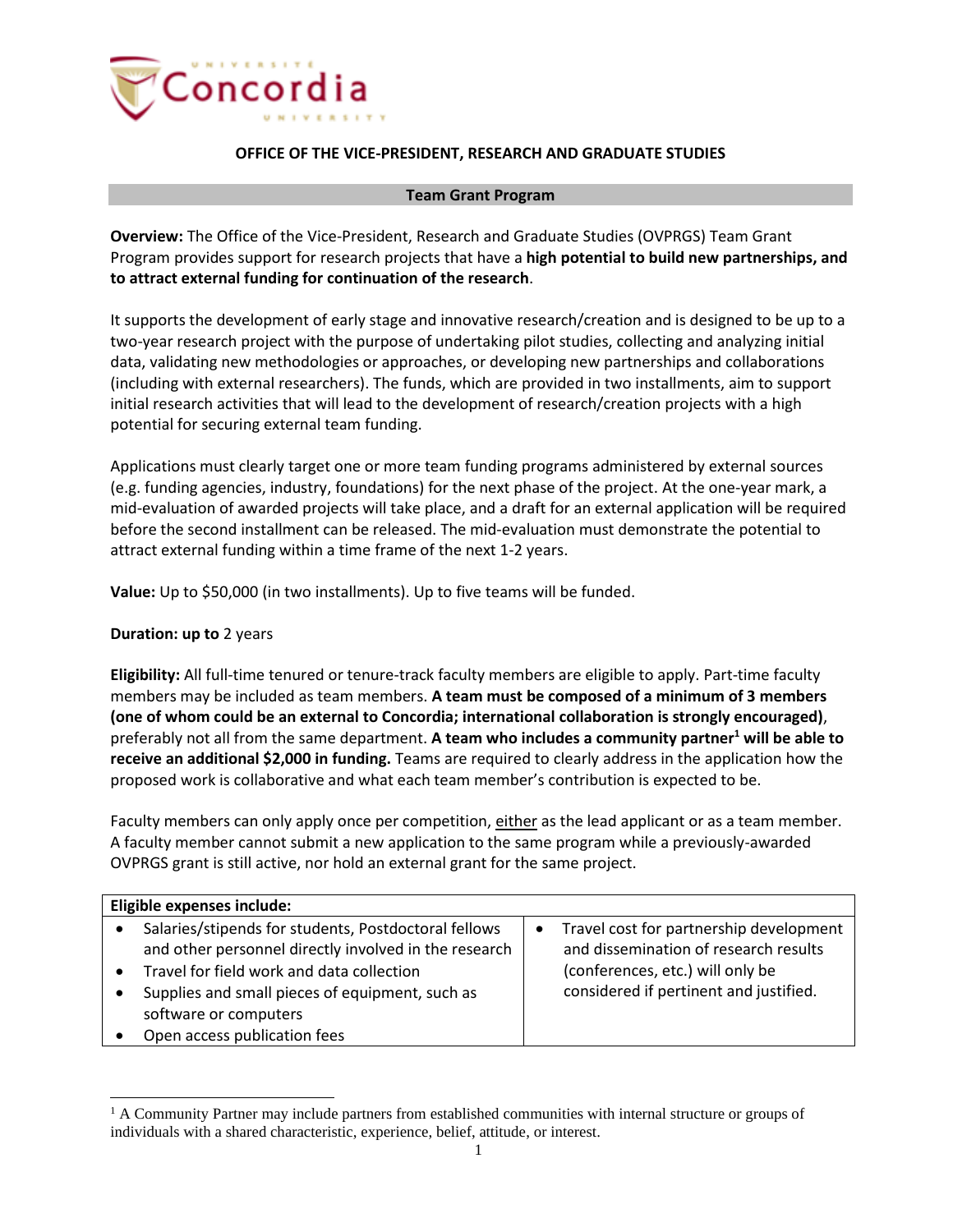**OFFICE OF THE VICE-PRESIDENT, RESEARCH AND GRADUATE STUDIES**

## Team Grant Program

**Overview:** The Office of the Vice-President, Research and Graduate Studies (OVPRGS) Team Grant Program provides support for research projects that have a **high potential to build new partnerships, and to attract external funding for continuation of the research**.

It supports the development of early stage and innovative research/creation and is designed to be up to a two-year research project with the purpose of undertaking pilot studies, collecting and analyzing initial data, validating new methodologies or approaches, or developing new partnerships and collaborations (including with external researchers). The funds, which are provided in two installments, aim to support initial research activities that will lead to the development of research/creation projects with a high potential for securing external team funding.

Applications must clearly target one or more team funding programs administered by external sources (e.g. funding agencies, industry, foundations) for the next phase of the project. At the one-year mark, a mid-evaluation of awarded projects will take place, and a draft for an external application will be required before the second installment can be released. The mid-evaluation must demonstrate the potential to attract external funding within a time frame of the next 1-2 years.

**Value:** Up to $50,000 (in two installments). Up to five teams will be funded.

**Duration: up to** 2 years

**Eligibility:** All full-time tenured or tenure-track faculty members are eligible to apply. Part-time faculty members may be included as team members. **A team must be composed of a minimum of 3 members (one of whom could be an external to Concordia; international collaboration is strongly encouraged)**, preferably not all from the same department. **A team who includes a community partner[1] will be able to receive an additional $2,000 in funding.** Teams are required to clearly address in the application how the proposed work is collaborative and what each team member's contribution is expected to be.

Faculty members can only apply once per competition, <u>either</u> as the lead applicant or as a team member. A faculty member cannot submit a new application to the same program while a previously-awarded OVPRGS grant is still active, nor hold an external grant for the same project.

| **Eligible expenses include:** | |
|---|---|
| • Salaries/stipends for students, Postdoctoral fellows and other personnel directly involved in the research<br>• Travel for field work and data collection<br>• Supplies and small pieces of equipment, such as software or computers<br>• Open access publication fees | • Travel cost for partnership development and dissemination of research results (conferences, etc.) will only be considered if pertinent and justified. |

[1] A Community Partner may include partners from established communities with internal structure or groups of individuals with a shared characteristic, experience, belief, attitude, or interest.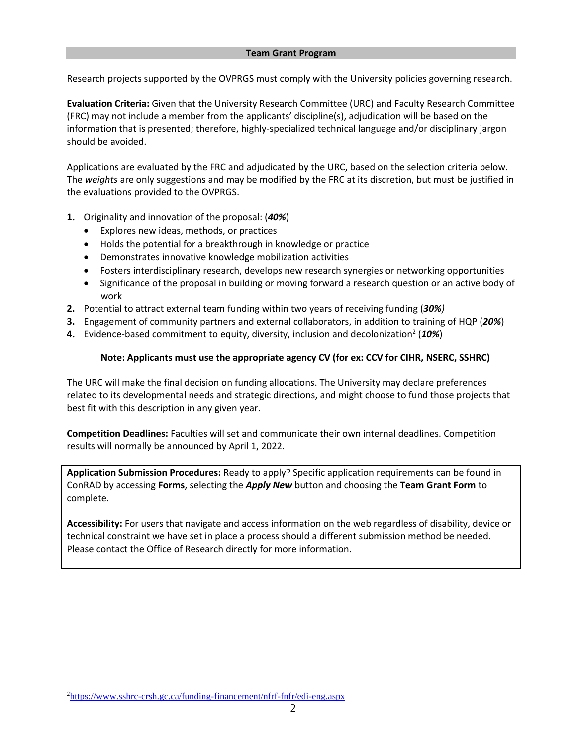## Team Grant Program

Research projects supported by the OVPRGS must comply with the University policies governing research.

**Evaluation Criteria:** Given that the University Research Committee (URC) and Faculty Research Committee (FRC) may not include a member from the applicants' discipline(s), adjudication will be based on the information that is presented; therefore, highly-specialized technical language and/or disciplinary jargon should be avoided.

Applications are evaluated by the FRC and adjudicated by the URC, based on the selection criteria below. The *weights* are only suggestions and may be modified by the FRC at its discretion, but must be justified in the evaluations provided to the OVPRGS.

1. Originality and innovation of the proposal: (***40%***)
   - Explores new ideas, methods, or practices
   - Holds the potential for a breakthrough in knowledge or practice
   - Demonstrates innovative knowledge mobilization activities
   - Fosters interdisciplinary research, develops new research synergies or networking opportunities
   - Significance of the proposal in building or moving forward a research question or an active body of work
2. Potential to attract external team funding within two years of receiving funding (***30%)***
3. Engagement of community partners and external collaborators, in addition to training of HQP (***20%***)
4. Evidence-based commitment to equity, diversity, inclusion and decolonization[2] (***10%***)

**Note: Applicants must use the appropriate agency CV (for ex: CCV for CIHR, NSERC, SSHRC)**

The URC will make the final decision on funding allocations. The University may declare preferences related to its developmental needs and strategic directions, and might choose to fund those projects that best fit with this description in any given year.

**Competition Deadlines:** Faculties will set and communicate their own internal deadlines. Competition results will normally be announced by April 1, 2022.

**Application Submission Procedures:** Ready to apply? Specific application requirements can be found in ConRAD by accessing **Forms**, selecting the ***Apply New*** button and choosing the **Team Grant Form** to complete.

**Accessibility:** For users that navigate and access information on the web regardless of disability, device or technical constraint we have set in place a process should a different submission method be needed. Please contact the Office of Research directly for more information.

---

[2] https://www.sshrc-crsh.gc.ca/funding-financement/nfrf-fnfr/edi-eng.aspx